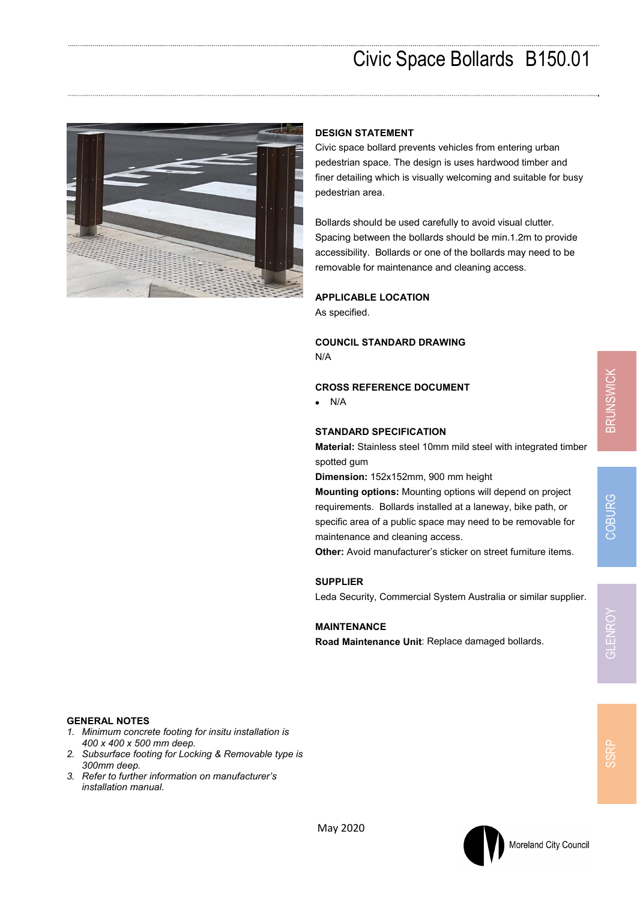# Civic Space Bollards B150.01

## DESIGN STATEMENT

Civic space bollard prevents vehicles from entering urban pedestrian space. The design is uses hardwood timber and finer detailing which is visually welcoming and suitable for busy pedestrian area.

Bollards should be used carefully to avoid visual clutter. Spacing between the bollards should be min.1.2m to provide accessibility. Bollards or one of the bollards may need to be removable for maintenance and cleaning access.

## APPLICABLE LOCATION

As specified.

## COUNCIL STANDARD DRAWING

N/A

## CROSS REFERENCE DOCUMENT

- N/A

## STANDARD SPECIFICATION

**Material:** Stainless steel 10mm mild steel with integrated timber spotted gum

**Dimension:** 152x152mm, 900 mm height

**Mounting options:** Mounting options will depend on project requirements. Bollards installed at a laneway, bike path, or specific area of a public space may need to be removable for maintenance and cleaning access.

**Other:** Avoid manufacturer's sticker on street furniture items.

## SUPPLIER

Leda Security, Commercial System Australia or similar supplier.

## MAINTENANCE

**Road Maintenance Unit**: Replace damaged bollards.

## GENERAL NOTES

1. *Minimum concrete footing for insitu installation is 400 x 400 x 500 mm deep.*
2. *Subsurface footing for Locking & Removable type is 300mm deep.*
3. *Refer to further information on manufacturer's installation manual.*

BRUNSWICK

COBURG

GLENROY

SSRP

May 2020

Moreland City Council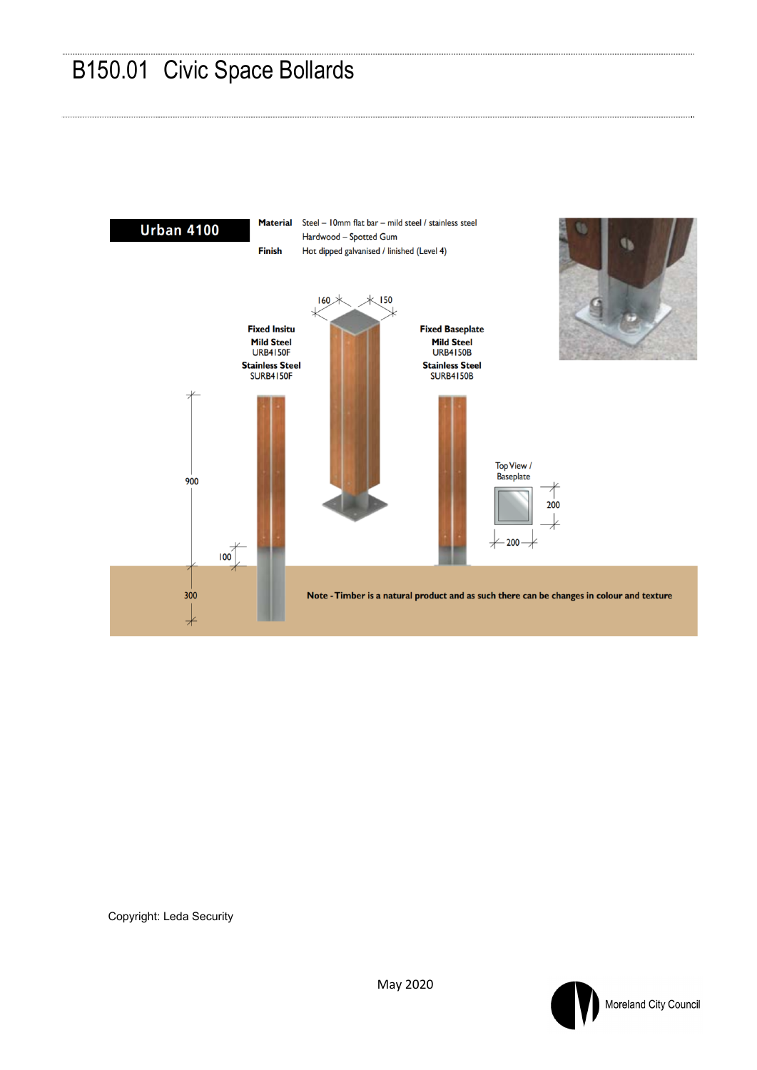# B150.01 Civic Space Bollards

**Urban 4100**

**Material** Steel – 10mm flat bar – mild steel / stainless steel

Hardwood – Spotted Gum

**Finish** Hot dipped galvanised / linished (Level 4)

160

150

**Fixed Insitu**

**Mild Steel**

URB4150F

**Stainless Steel**

SURB4150F

**Fixed Baseplate**

**Mild Steel**

URB4150B

**Stainless Steel**

SURB4150B

900

100

300

Top View / Baseplate

200

200

**Note - Timber is a natural product and as such there can be changes in colour and texture**

Copyright: Leda Security

May 2020

Moreland City Council